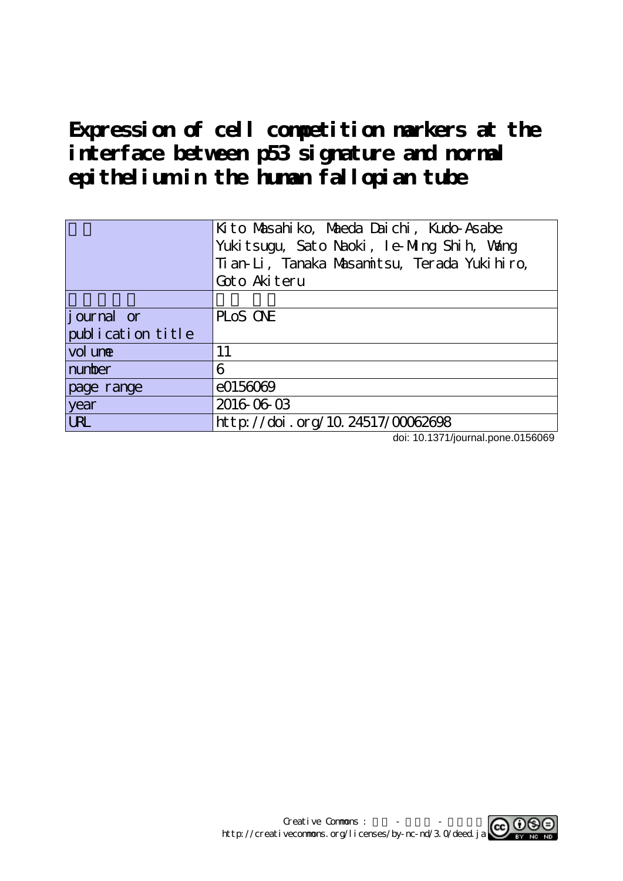# Expression of cell competition markers at the interface between p53 signature and normal epithelium in the human fallopian tube

| | |
|---|---|
| | Kito Masahiko, Maeda Daichi, Kudo-Asabe Yukitsugu, Sato Naoki, Ie-Ming Shih, Wang Tian-Li, Tanaka Masamitsu, Terada Yukihiro, Goto Akiteru |
| | |
| journal or publication title | PLoS ONE |
| volume | 11 |
| number | 6 |
| page range | e0156069 |
| year | 2016-06-03 |
| URL | http://doi.org/10.24517/00062698 |

doi: 10.1371/journal.pone.0156069

Creative Commons : - -
http://creativecommons.org/licenses/by-nc-nd/3.0/deed.ja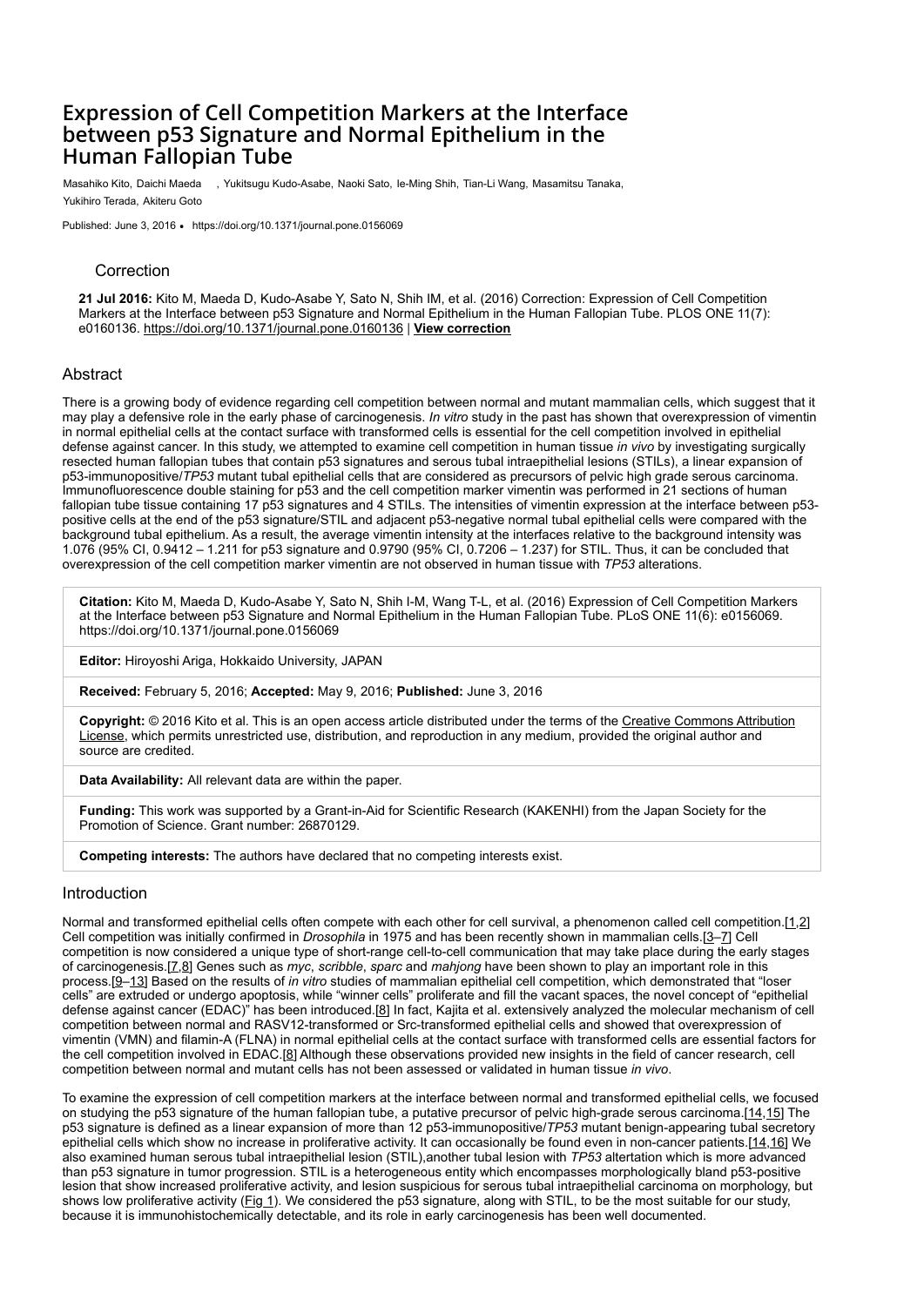# Expression of Cell Competition Markers at the Interface between p53 Signature and Normal Epithelium in the Human Fallopian Tube

Masahiko Kito, Daichi Maeda , Yukitsugu Kudo-Asabe, Naoki Sato, Ie-Ming Shih, Tian-Li Wang, Masamitsu Tanaka, Yukihiro Terada, Akiteru Goto

Published: June 3, 2016 • https://doi.org/10.1371/journal.pone.0156069

## Correction

**21 Jul 2016:** Kito M, Maeda D, Kudo-Asabe Y, Sato N, Shih IM, et al. (2016) Correction: Expression of Cell Competition Markers at the Interface between p53 Signature and Normal Epithelium in the Human Fallopian Tube. PLOS ONE 11(7): e0160136. https://doi.org/10.1371/journal.pone.0160136 | **View correction**

## Abstract

There is a growing body of evidence regarding cell competition between normal and mutant mammalian cells, which suggest that it may play a defensive role in the early phase of carcinogenesis. *In vitro* study in the past has shown that overexpression of vimentin in normal epithelial cells at the contact surface with transformed cells is essential for the cell competition involved in epithelial defense against cancer. In this study, we attempted to examine cell competition in human tissue *in vivo* by investigating surgically resected human fallopian tubes that contain p53 signatures and serous tubal intraepithelial lesions (STILs), a linear expansion of p53-immunopositive/*TP53* mutant tubal epithelial cells that are considered as precursors of pelvic high grade serous carcinoma. Immunofluorescence double staining for p53 and the cell competition marker vimentin was performed in 21 sections of human fallopian tube tissue containing 17 p53 signatures and 4 STILs. The intensities of vimentin expression at the interface between p53-positive cells at the end of the p53 signature/STIL and adjacent p53-negative normal tubal epithelial cells were compared with the background tubal epithelium. As a result, the average vimentin intensity at the interfaces relative to the background intensity was 1.076 (95% CI, 0.9412 – 1.211 for p53 signature and 0.9790 (95% CI, 0.7206 – 1.237) for STIL. Thus, it can be concluded that overexpression of the cell competition marker vimentin are not observed in human tissue with *TP53* alterations.

**Citation:** Kito M, Maeda D, Kudo-Asabe Y, Sato N, Shih I-M, Wang T-L, et al. (2016) Expression of Cell Competition Markers at the Interface between p53 Signature and Normal Epithelium in the Human Fallopian Tube. PLoS ONE 11(6): e0156069. https://doi.org/10.1371/journal.pone.0156069

**Editor:** Hiroyoshi Ariga, Hokkaido University, JAPAN

**Received:** February 5, 2016; **Accepted:** May 9, 2016; **Published:** June 3, 2016

**Copyright:** © 2016 Kito et al. This is an open access article distributed under the terms of the Creative Commons Attribution License, which permits unrestricted use, distribution, and reproduction in any medium, provided the original author and source are credited.

**Data Availability:** All relevant data are within the paper.

**Funding:** This work was supported by a Grant-in-Aid for Scientific Research (KAKENHI) from the Japan Society for the Promotion of Science. Grant number: 26870129.

**Competing interests:** The authors have declared that no competing interests exist.

## Introduction

Normal and transformed epithelial cells often compete with each other for cell survival, a phenomenon called cell competition.[1,2] Cell competition was initially confirmed in *Drosophila* in 1975 and has been recently shown in mammalian cells.[3–7] Cell competition is now considered a unique type of short-range cell-to-cell communication that may take place during the early stages of carcinogenesis.[7,8] Genes such as *myc*, *scribble*, *sparc* and *mahjong* have been shown to play an important role in this process.[9–13] Based on the results of *in vitro* studies of mammalian epithelial cell competition, which demonstrated that "loser cells" are extruded or undergo apoptosis, while "winner cells" proliferate and fill the vacant spaces, the novel concept of "epithelial defense against cancer (EDAC)" has been introduced.[8] In fact, Kajita et al. extensively analyzed the molecular mechanism of cell competition between normal and RASV12-transformed or Src-transformed epithelial cells and showed that overexpression of vimentin (VMN) and filamin-A (FLNA) in normal epithelial cells at the contact surface with transformed cells are essential factors for the cell competition involved in EDAC.[8] Although these observations provided new insights in the field of cancer research, cell competition between normal and mutant cells has not been assessed or validated in human tissue *in vivo*.

To examine the expression of cell competition markers at the interface between normal and transformed epithelial cells, we focused on studying the p53 signature of the human fallopian tube, a putative precursor of pelvic high-grade serous carcinoma.[14,15] The p53 signature is defined as a linear expansion of more than 12 p53-immunopositive/*TP53* mutant benign-appearing tubal secretory epithelial cells which show no increase in proliferative activity. It can occasionally be found even in non-cancer patients.[14,16] We also examined human serous tubal intraepithelial lesion (STIL),another tubal lesion with *TP53* altertation which is more advanced than p53 signature in tumor progression. STIL is a heterogeneous entity which encompasses morphologically bland p53-positive lesion that show increased proliferative activity, and lesion suspicious for serous tubal intraepithelial carcinoma on morphology, but shows low proliferative activity (Fig 1). We considered the p53 signature, along with STIL, to be the most suitable for our study, because it is immunohistochemically detectable, and its role in early carcinogenesis has been well documented.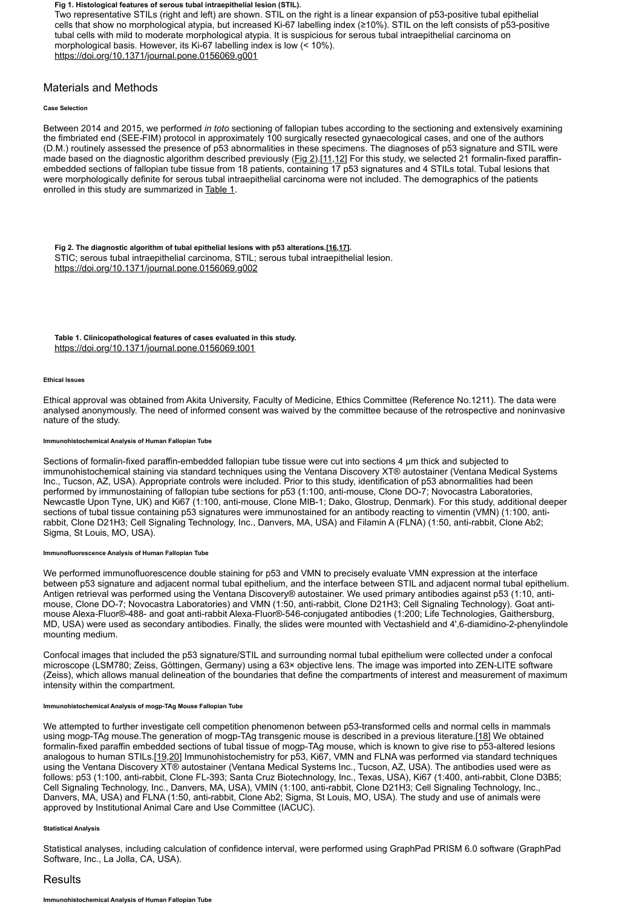**Fig 1. Histological features of serous tubal intraepithelial lesion (STIL).**
Two representative STILs (right and left) are shown. STIL on the right is a linear expansion of p53-positive tubal epithelial cells that show no morphological atypia, but increased Ki-67 labelling index (≥10%). STIL on the left consists of p53-positive tubal cells with mild to moderate morphological atypia. It is suspicious for serous tubal intraepithelial carcinoma on morphological basis. However, its Ki-67 labelling index is low (< 10%).
https://doi.org/10.1371/journal.pone.0156069.g001

## Materials and Methods

#### Case Selection

Between 2014 and 2015, we performed *in toto* sectioning of fallopian tubes according to the sectioning and extensively examining the fimbriated end (SEE-FIM) protocol in approximately 100 surgically resected gynaecological cases, and one of the authors (D.M.) routinely assessed the presence of p53 abnormalities in these specimens. The diagnoses of p53 signature and STIL were made based on the diagnostic algorithm described previously (Fig 2).[11,12] For this study, we selected 21 formalin-fixed paraffin-embedded sections of fallopian tube tissue from 18 patients, containing 17 p53 signatures and 4 STILs total. Tubal lesions that were morphologically definite for serous tubal intraepithelial carcinoma were not included. The demographics of the patients enrolled in this study are summarized in Table 1.

**Fig 2. The diagnostic algorithm of tubal epithelial lesions with p53 alterations.[16,17].**
STIC; serous tubal intraepithelial carcinoma, STIL; serous tubal intraepithelial lesion.
https://doi.org/10.1371/journal.pone.0156069.g002

**Table 1. Clinicopathological features of cases evaluated in this study.**
https://doi.org/10.1371/journal.pone.0156069.t001

#### Ethical Issues

Ethical approval was obtained from Akita University, Faculty of Medicine, Ethics Committee (Reference No.1211). The data were analysed anonymously. The need of informed consent was waived by the committee because of the retrospective and noninvasive nature of the study.

#### Immunohistochemical Analysis of Human Fallopian Tube

Sections of formalin-fixed paraffin-embedded fallopian tube tissue were cut into sections 4 μm thick and subjected to immunohistochemical staining via standard techniques using the Ventana Discovery XT® autostainer (Ventana Medical Systems Inc., Tucson, AZ, USA). Appropriate controls were included. Prior to this study, identification of p53 abnormalities had been performed by immunostaining of fallopian tube sections for p53 (1:100, anti-mouse, Clone DO-7; Novocastra Laboratories, Newcastle Upon Tyne, UK) and Ki67 (1:100, anti-mouse, Clone MIB-1; Dako, Glostrup, Denmark). For this study, additional deeper sections of tubal tissue containing p53 signatures were immunostained for an antibody reacting to vimentin (VMN) (1:100, anti-rabbit, Clone D21H3; Cell Signaling Technology, Inc., Danvers, MA, USA) and Filamin A (FLNA) (1:50, anti-rabbit, Clone Ab2; Sigma, St Louis, MO, USA).

#### Immunofluorescence Analysis of Human Fallopian Tube

We performed immunofluorescence double staining for p53 and VMN to precisely evaluate VMN expression at the interface between p53 signature and adjacent normal tubal epithelium, and the interface between STIL and adjacent normal tubal epithelium. Antigen retrieval was performed using the Ventana Discovery® autostainer. We used primary antibodies against p53 (1:10, anti-mouse, Clone DO-7; Novocastra Laboratories) and VMN (1:50, anti-rabbit, Clone D21H3; Cell Signaling Technology). Goat anti-mouse Alexa-Fluor®-488- and goat anti-rabbit Alexa-Fluor®-546-conjugated antibodies (1:200; Life Technologies, Gaithersburg, MD, USA) were used as secondary antibodies. Finally, the slides were mounted with Vectashield and 4',6-diamidino-2-phenylindole mounting medium.

Confocal images that included the p53 signature/STIL and surrounding normal tubal epithelium were collected under a confocal microscope (LSM780; Zeiss, Göttingen, Germany) using a 63× objective lens. The image was imported into ZEN-LITE software (Zeiss), which allows manual delineation of the boundaries that define the compartments of interest and measurement of maximum intensity within the compartment.

#### Immunohistochemical Analysis of mogp-TAg Mouse Fallopian Tube

We attempted to further investigate cell competition phenomenon between p53-transformed cells and normal cells in mammals using mogp-TAg mouse.The generation of mogp-TAg transgenic mouse is described in a previous literature.[18] We obtained formalin-fixed paraffin embedded sections of tubal tissue of mogp-TAg mouse, which is known to give rise to p53-altered lesions analogous to human STILs.[19,20] Immunohistochemistry for p53, Ki67, VMN and FLNA was performed via standard techniques using the Ventana Discovery XT® autostainer (Ventana Medical Systems Inc., Tucson, AZ, USA). The antibodies used were as follows: p53 (1:100, anti-rabbit, Clone FL-393; Santa Cruz Biotechnology, Inc., Texas, USA), Ki67 (1:400, anti-rabbit, Clone D3B5; Cell Signaling Technology, Inc., Danvers, MA, USA), VMIN (1:100, anti-rabbit, Clone D21H3; Cell Signaling Technology, Inc., Danvers, MA, USA) and FLNA (1:50, anti-rabbit, Clone Ab2; Sigma, St Louis, MO, USA). The study and use of animals were approved by Institutional Animal Care and Use Committee (IACUC).

#### Statistical Analysis

Statistical analyses, including calculation of confidence interval, were performed using GraphPad PRISM 6.0 software (GraphPad Software, Inc., La Jolla, CA, USA).

## Results

#### Immunohistochemical Analysis of Human Fallopian Tube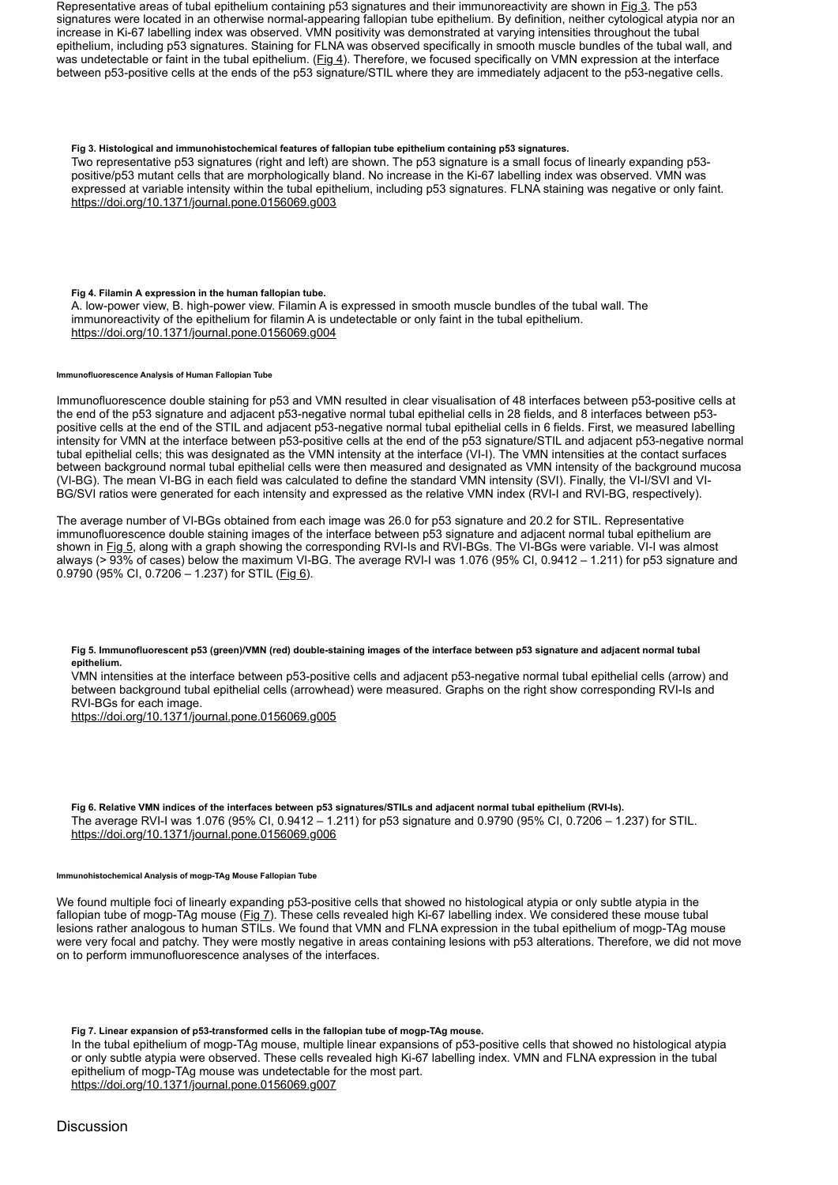Representative areas of tubal epithelium containing p53 signatures and their immunoreactivity are shown in Fig 3. The p53 signatures were located in an otherwise normal-appearing fallopian tube epithelium. By definition, neither cytological atypia nor an increase in Ki-67 labelling index was observed. VMN positivity was demonstrated at varying intensities throughout the tubal epithelium, including p53 signatures. Staining for FLNA was observed specifically in smooth muscle bundles of the tubal wall, and was undetectable or faint in the tubal epithelium. (Fig 4). Therefore, we focused specifically on VMN expression at the interface between p53-positive cells at the ends of the p53 signature/STIL where they are immediately adjacent to the p53-negative cells.

**Fig 3. Histological and immunohistochemical features of fallopian tube epithelium containing p53 signatures.**
Two representative p53 signatures (right and left) are shown. The p53 signature is a small focus of linearly expanding p53-positive/p53 mutant cells that are morphologically bland. No increase in the Ki-67 labelling index was observed. VMN was expressed at variable intensity within the tubal epithelium, including p53 signatures. FLNA staining was negative or only faint.
https://doi.org/10.1371/journal.pone.0156069.g003

**Fig 4. Filamin A expression in the human fallopian tube.**
A. low-power view, B. high-power view. Filamin A is expressed in smooth muscle bundles of the tubal wall. The immunoreactivity of the epithelium for filamin A is undetectable or only faint in the tubal epithelium.
https://doi.org/10.1371/journal.pone.0156069.g004

#### Immunofluorescence Analysis of Human Fallopian Tube

Immunofluorescence double staining for p53 and VMN resulted in clear visualisation of 48 interfaces between p53-positive cells at the end of the p53 signature and adjacent p53-negative normal tubal epithelial cells in 28 fields, and 8 interfaces between p53-positive cells at the end of the STIL and adjacent p53-negative normal tubal epithelial cells in 6 fields. First, we measured labelling intensity for VMN at the interface between p53-positive cells at the end of the p53 signature/STIL and adjacent p53-negative normal tubal epithelial cells; this was designated as the VMN intensity at the interface (VI-I). The VMN intensities at the contact surfaces between background normal tubal epithelial cells were then measured and designated as VMN intensity of the background mucosa (VI-BG). The mean VI-BG in each field was calculated to define the standard VMN intensity (SVI). Finally, the VI-I/SVI and VI-BG/SVI ratios were generated for each intensity and expressed as the relative VMN index (RVI-I and RVI-BG, respectively).

The average number of VI-BGs obtained from each image was 26.0 for p53 signature and 20.2 for STIL. Representative immunofluorescence double staining images of the interface between p53 signature and adjacent normal tubal epithelium are shown in Fig 5, along with a graph showing the corresponding RVI-Is and RVI-BGs. The VI-BGs were variable. VI-I was almost always (> 93% of cases) below the maximum VI-BG. The average RVI-I was 1.076 (95% CI, 0.9412 – 1.211) for p53 signature and 0.9790 (95% CI, 0.7206 – 1.237) for STIL (Fig 6).

**Fig 5. Immunofluorescent p53 (green)/VMN (red) double-staining images of the interface between p53 signature and adjacent normal tubal epithelium.**
VMN intensities at the interface between p53-positive cells and adjacent p53-negative normal tubal epithelial cells (arrow) and between background tubal epithelial cells (arrowhead) were measured. Graphs on the right show corresponding RVI-Is and RVI-BGs for each image.
https://doi.org/10.1371/journal.pone.0156069.g005

**Fig 6. Relative VMN indices of the interfaces between p53 signatures/STILs and adjacent normal tubal epithelium (RVI-Is).**
The average RVI-I was 1.076 (95% CI, 0.9412 – 1.211) for p53 signature and 0.9790 (95% CI, 0.7206 – 1.237) for STIL.
https://doi.org/10.1371/journal.pone.0156069.g006

#### Immunohistochemical Analysis of mogp-TAg Mouse Fallopian Tube

We found multiple foci of linearly expanding p53-positive cells that showed no histological atypia or only subtle atypia in the fallopian tube of mogp-TAg mouse (Fig 7). These cells revealed high Ki-67 labelling index. We considered these mouse tubal lesions rather analogous to human STILs. We found that VMN and FLNA expression in the tubal epithelium of mogp-TAg mouse were very focal and patchy. They were mostly negative in areas containing lesions with p53 alterations. Therefore, we did not move on to perform immunofluorescence analyses of the interfaces.

**Fig 7. Linear expansion of p53-transformed cells in the fallopian tube of mogp-TAg mouse.**
In the tubal epithelium of mogp-TAg mouse, multiple linear expansions of p53-positive cells that showed no histological atypia or only subtle atypia were observed. These cells revealed high Ki-67 labelling index. VMN and FLNA expression in the tubal epithelium of mogp-TAg mouse was undetectable for the most part.
https://doi.org/10.1371/journal.pone.0156069.g007

## Discussion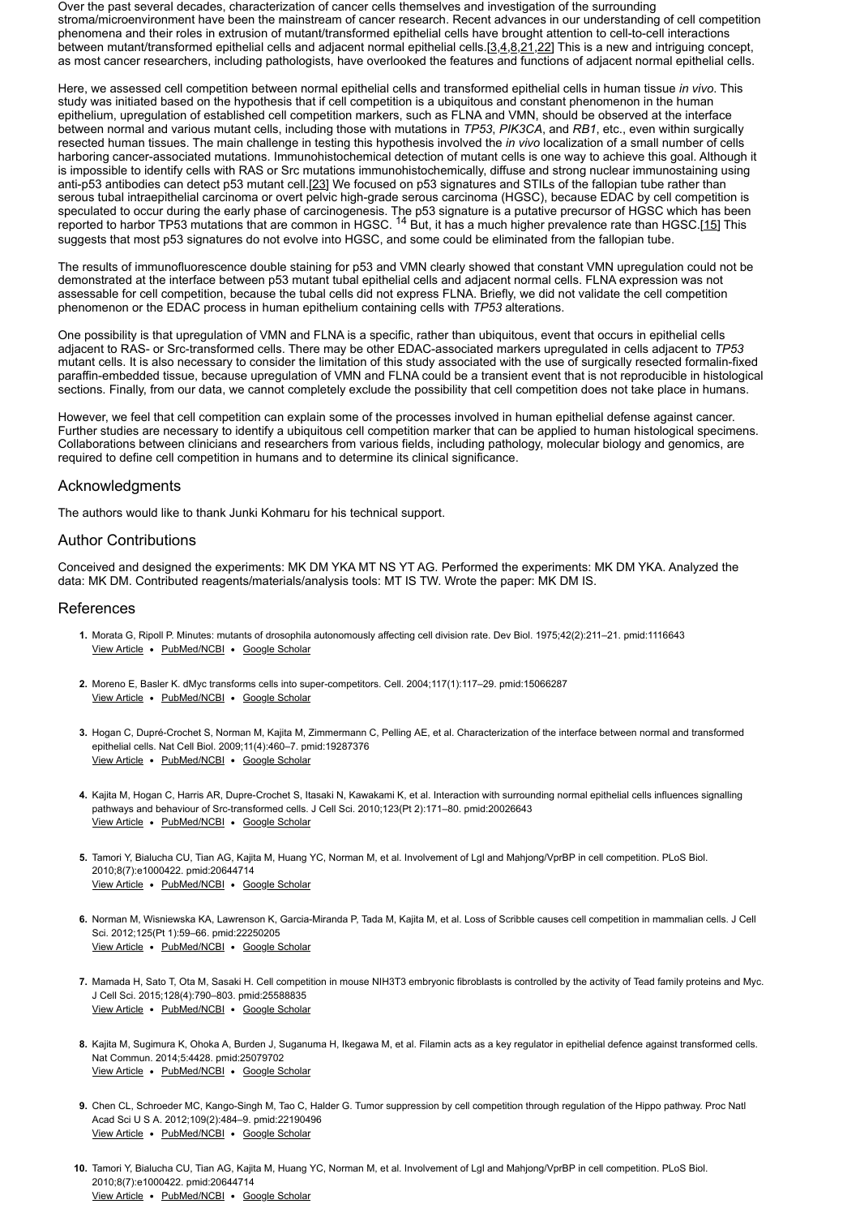Over the past several decades, characterization of cancer cells themselves and investigation of the surrounding stroma/microenvironment have been the mainstream of cancer research. Recent advances in our understanding of cell competition phenomena and their roles in extrusion of mutant/transformed epithelial cells have brought attention to cell-to-cell interactions between mutant/transformed epithelial cells and adjacent normal epithelial cells.[3,4,8,21,22] This is a new and intriguing concept, as most cancer researchers, including pathologists, have overlooked the features and functions of adjacent normal epithelial cells.

Here, we assessed cell competition between normal epithelial cells and transformed epithelial cells in human tissue *in vivo*. This study was initiated based on the hypothesis that if cell competition is a ubiquitous and constant phenomenon in the human epithelium, upregulation of established cell competition markers, such as FLNA and VMN, should be observed at the interface between normal and various mutant cells, including those with mutations in *TP53*, *PIK3CA*, and *RB1*, etc., even within surgically resected human tissues. The main challenge in testing this hypothesis involved the *in vivo* localization of a small number of cells harboring cancer-associated mutations. Immunohistochemical detection of mutant cells is one way to achieve this goal. Although it is impossible to identify cells with RAS or Src mutations immunohistochemically, diffuse and strong nuclear immunostaining using anti-p53 antibodies can detect p53 mutant cell.[23] We focused on p53 signatures and STILs of the fallopian tube rather than serous tubal intraepithelial carcinoma or overt pelvic high-grade serous carcinoma (HGSC), because EDAC by cell competition is speculated to occur during the early phase of carcinogenesis. The p53 signature is a putative precursor of HGSC which has been reported to harbor TP53 mutations that are common in HGSC. [14] But, it has a much higher prevalence rate than HGSC.[15] This suggests that most p53 signatures do not evolve into HGSC, and some could be eliminated from the fallopian tube.

The results of immunofluorescence double staining for p53 and VMN clearly showed that constant VMN upregulation could not be demonstrated at the interface between p53 mutant tubal epithelial cells and adjacent normal cells. FLNA expression was not assessable for cell competition, because the tubal cells did not express FLNA. Briefly, we did not validate the cell competition phenomenon or the EDAC process in human epithelium containing cells with *TP53* alterations.

One possibility is that upregulation of VMN and FLNA is a specific, rather than ubiquitous, event that occurs in epithelial cells adjacent to RAS- or Src-transformed cells. There may be other EDAC-associated markers upregulated in cells adjacent to *TP53* mutant cells. It is also necessary to consider the limitation of this study associated with the use of surgically resected formalin-fixed paraffin-embedded tissue, because upregulation of VMN and FLNA could be a transient event that is not reproducible in histological sections. Finally, from our data, we cannot completely exclude the possibility that cell competition does not take place in humans.

However, we feel that cell competition can explain some of the processes involved in human epithelial defense against cancer. Further studies are necessary to identify a ubiquitous cell competition marker that can be applied to human histological specimens. Collaborations between clinicians and researchers from various fields, including pathology, molecular biology and genomics, are required to define cell competition in humans and to determine its clinical significance.

## Acknowledgments

The authors would like to thank Junki Kohmaru for his technical support.

## Author Contributions

Conceived and designed the experiments: MK DM YKA MT NS YT AG. Performed the experiments: MK DM YKA. Analyzed the data: MK DM. Contributed reagents/materials/analysis tools: MT IS TW. Wrote the paper: MK DM IS.

## References

1. Morata G, Ripoll P. Minutes: mutants of drosophila autonomously affecting cell division rate. Dev Biol. 1975;42(2):211–21. pmid:1116643
View Article • PubMed/NCBI • Google Scholar

2. Moreno E, Basler K. dMyc transforms cells into super-competitors. Cell. 2004;117(1):117–29. pmid:15066287
View Article • PubMed/NCBI • Google Scholar

3. Hogan C, Dupré-Crochet S, Norman M, Kajita M, Zimmermann C, Pelling AE, et al. Characterization of the interface between normal and transformed epithelial cells. Nat Cell Biol. 2009;11(4):460–7. pmid:19287376
View Article • PubMed/NCBI • Google Scholar

4. Kajita M, Hogan C, Harris AR, Dupre-Crochet S, Itasaki N, Kawakami K, et al. Interaction with surrounding normal epithelial cells influences signalling pathways and behaviour of Src-transformed cells. J Cell Sci. 2010;123(Pt 2):171–80. pmid:20026643
View Article • PubMed/NCBI • Google Scholar

5. Tamori Y, Bialucha CU, Tian AG, Kajita M, Huang YC, Norman M, et al. Involvement of Lgl and Mahjong/VprBP in cell competition. PLoS Biol. 2010;8(7):e1000422. pmid:20644714
View Article • PubMed/NCBI • Google Scholar

6. Norman M, Wisniewska KA, Lawrenson K, Garcia-Miranda P, Tada M, Kajita M, et al. Loss of Scribble causes cell competition in mammalian cells. J Cell Sci. 2012;125(Pt 1):59–66. pmid:22250205
View Article • PubMed/NCBI • Google Scholar

7. Mamada H, Sato T, Ota M, Sasaki H. Cell competition in mouse NIH3T3 embryonic fibroblasts is controlled by the activity of Tead family proteins and Myc. J Cell Sci. 2015;128(4):790–803. pmid:25588835
View Article • PubMed/NCBI • Google Scholar

8. Kajita M, Sugimura K, Ohoka A, Burden J, Suganuma H, Ikegawa M, et al. Filamin acts as a key regulator in epithelial defence against transformed cells. Nat Commun. 2014;5:4428. pmid:25079702
View Article • PubMed/NCBI • Google Scholar

9. Chen CL, Schroeder MC, Kango-Singh M, Tao C, Halder G. Tumor suppression by cell competition through regulation of the Hippo pathway. Proc Natl Acad Sci U S A. 2012;109(2):484–9. pmid:22190496
View Article • PubMed/NCBI • Google Scholar

10. Tamori Y, Bialucha CU, Tian AG, Kajita M, Huang YC, Norman M, et al. Involvement of Lgl and Mahjong/VprBP in cell competition. PLoS Biol. 2010;8(7):e1000422. pmid:20644714
View Article • PubMed/NCBI • Google Scholar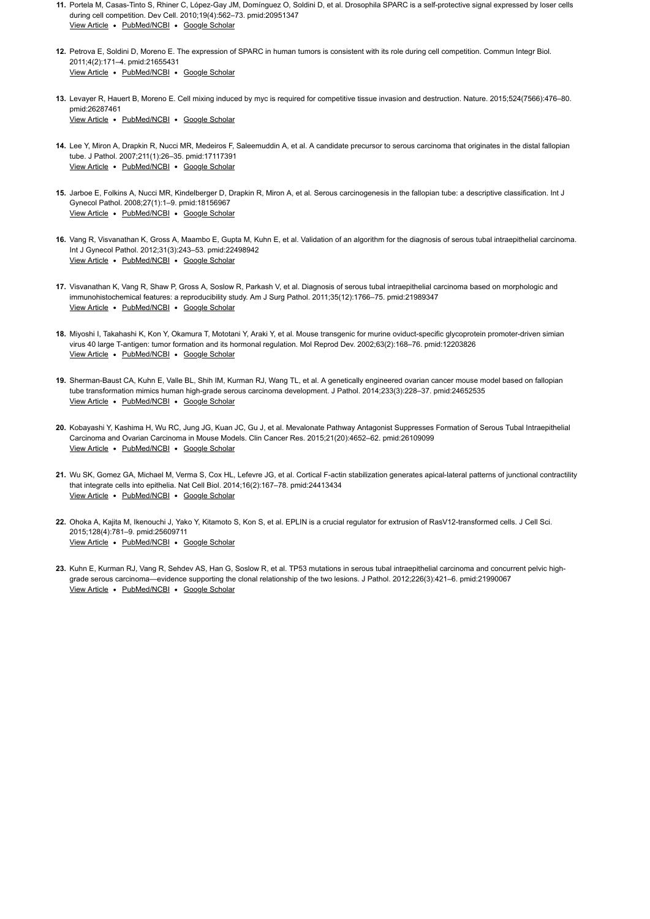11. Portela M, Casas-Tinto S, Rhiner C, López-Gay JM, Domínguez O, Soldini D, et al. Drosophila SPARC is a self-protective signal expressed by loser cells during cell competition. Dev Cell. 2010;19(4):562–73. pmid:20951347
View Article • PubMed/NCBI • Google Scholar

12. Petrova E, Soldini D, Moreno E. The expression of SPARC in human tumors is consistent with its role during cell competition. Commun Integr Biol. 2011;4(2):171–4. pmid:21655431
View Article • PubMed/NCBI • Google Scholar

13. Levayer R, Hauert B, Moreno E. Cell mixing induced by myc is required for competitive tissue invasion and destruction. Nature. 2015;524(7566):476–80. pmid:26287461
View Article • PubMed/NCBI • Google Scholar

14. Lee Y, Miron A, Drapkin R, Nucci MR, Medeiros F, Saleemuddin A, et al. A candidate precursor to serous carcinoma that originates in the distal fallopian tube. J Pathol. 2007;211(1):26–35. pmid:17117391
View Article • PubMed/NCBI • Google Scholar

15. Jarboe E, Folkins A, Nucci MR, Kindelberger D, Drapkin R, Miron A, et al. Serous carcinogenesis in the fallopian tube: a descriptive classification. Int J Gynecol Pathol. 2008;27(1):1–9. pmid:18156967
View Article • PubMed/NCBI • Google Scholar

16. Vang R, Visvanathan K, Gross A, Maambo E, Gupta M, Kuhn E, et al. Validation of an algorithm for the diagnosis of serous tubal intraepithelial carcinoma. Int J Gynecol Pathol. 2012;31(3):243–53. pmid:22498942
View Article • PubMed/NCBI • Google Scholar

17. Visvanathan K, Vang R, Shaw P, Gross A, Soslow R, Parkash V, et al. Diagnosis of serous tubal intraepithelial carcinoma based on morphologic and immunohistochemical features: a reproducibility study. Am J Surg Pathol. 2011;35(12):1766–75. pmid:21989347
View Article • PubMed/NCBI • Google Scholar

18. Miyoshi I, Takahashi K, Kon Y, Okamura T, Mototani Y, Araki Y, et al. Mouse transgenic for murine oviduct-specific glycoprotein promoter-driven simian virus 40 large T-antigen: tumor formation and its hormonal regulation. Mol Reprod Dev. 2002;63(2):168–76. pmid:12203826
View Article • PubMed/NCBI • Google Scholar

19. Sherman-Baust CA, Kuhn E, Valle BL, Shih IM, Kurman RJ, Wang TL, et al. A genetically engineered ovarian cancer mouse model based on fallopian tube transformation mimics human high-grade serous carcinoma development. J Pathol. 2014;233(3):228–37. pmid:24652535
View Article • PubMed/NCBI • Google Scholar

20. Kobayashi Y, Kashima H, Wu RC, Jung JG, Kuan JC, Gu J, et al. Mevalonate Pathway Antagonist Suppresses Formation of Serous Tubal Intraepithelial Carcinoma and Ovarian Carcinoma in Mouse Models. Clin Cancer Res. 2015;21(20):4652–62. pmid:26109099
View Article • PubMed/NCBI • Google Scholar

21. Wu SK, Gomez GA, Michael M, Verma S, Cox HL, Lefevre JG, et al. Cortical F-actin stabilization generates apical-lateral patterns of junctional contractility that integrate cells into epithelia. Nat Cell Biol. 2014;16(2):167–78. pmid:24413434
View Article • PubMed/NCBI • Google Scholar

22. Ohoka A, Kajita M, Ikenouchi J, Yako Y, Kitamoto S, Kon S, et al. EPLIN is a crucial regulator for extrusion of RasV12-transformed cells. J Cell Sci. 2015;128(4):781–9. pmid:25609711
View Article • PubMed/NCBI • Google Scholar

23. Kuhn E, Kurman RJ, Vang R, Sehdev AS, Han G, Soslow R, et al. TP53 mutations in serous tubal intraepithelial carcinoma and concurrent pelvic high-grade serous carcinoma—evidence supporting the clonal relationship of the two lesions. J Pathol. 2012;226(3):421–6. pmid:21990067
View Article • PubMed/NCBI • Google Scholar